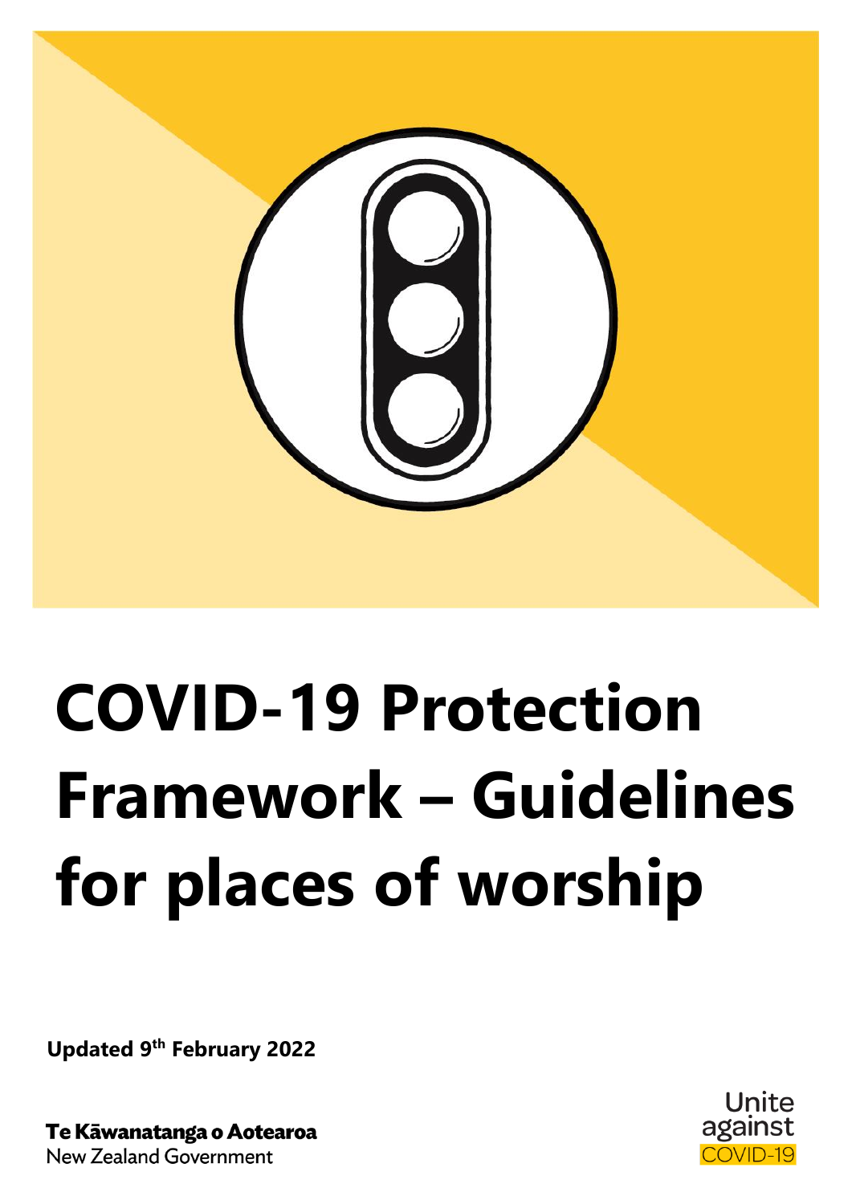# COVID-19 Protection Framework – Guidelines for places of worship

**Updated 9th February 2022**

**Te Kāwanatanga o Aotearoa**
New Zealand Government

Unite against COVID-19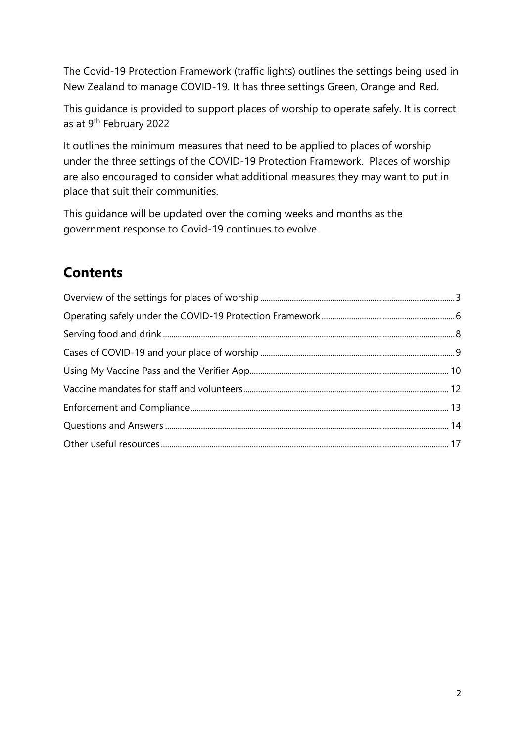The Covid-19 Protection Framework (traffic lights) outlines the settings being used in New Zealand to manage COVID-19. It has three settings Green, Orange and Red.

This guidance is provided to support places of worship to operate safely. It is correct as at 9th February 2022

It outlines the minimum measures that need to be applied to places of worship under the three settings of the COVID-19 Protection Framework. Places of worship are also encouraged to consider what additional measures they may want to put in place that suit their communities.

This guidance will be updated over the coming weeks and months as the government response to Covid-19 continues to evolve.

## Contents

- Overview of the settings for places of worship ..... 3
- Operating safely under the COVID-19 Protection Framework ..... 6
- Serving food and drink ..... 8
- Cases of COVID-19 and your place of worship ..... 9
- Using My Vaccine Pass and the Verifier App ..... 10
- Vaccine mandates for staff and volunteers ..... 12
- Enforcement and Compliance ..... 13
- Questions and Answers ..... 14
- Other useful resources ..... 17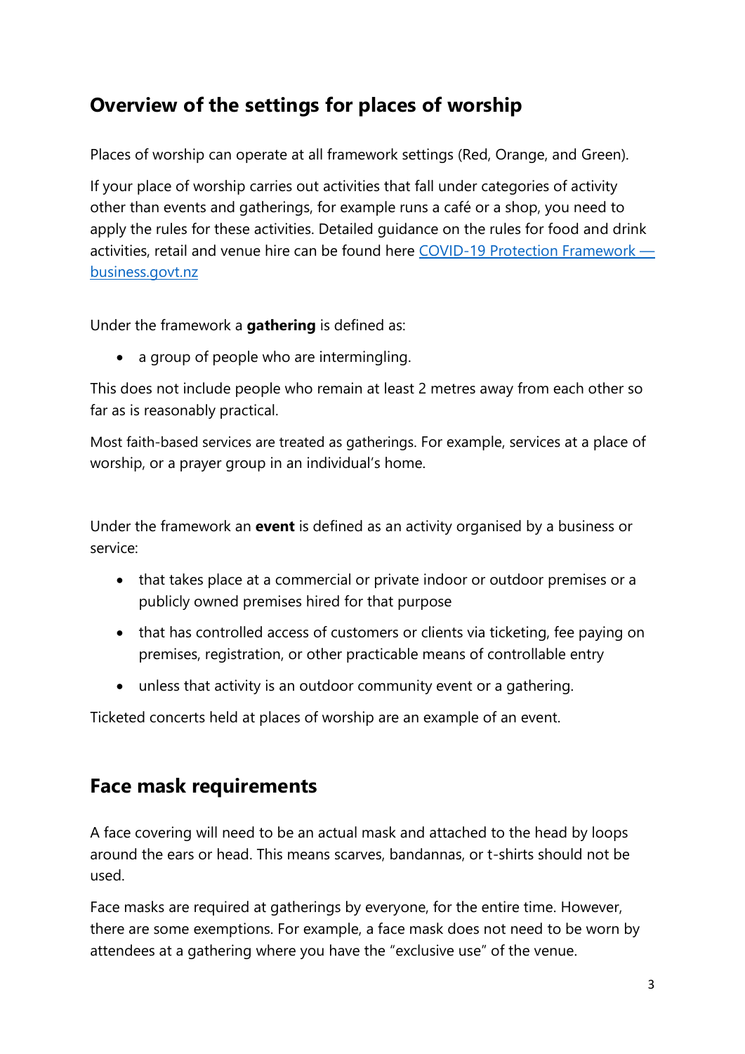## Overview of the settings for places of worship

Places of worship can operate at all framework settings (Red, Orange, and Green).

If your place of worship carries out activities that fall under categories of activity other than events and gatherings, for example runs a café or a shop, you need to apply the rules for these activities. Detailed guidance on the rules for food and drink activities, retail and venue hire can be found here [COVID-19 Protection Framework — business.govt.nz]()

Under the framework a **gathering** is defined as:

- a group of people who are intermingling.

This does not include people who remain at least 2 metres away from each other so far as is reasonably practical.

Most faith-based services are treated as gatherings. For example, services at a place of worship, or a prayer group in an individual's home.

Under the framework an **event** is defined as an activity organised by a business or service:

- that takes place at a commercial or private indoor or outdoor premises or a publicly owned premises hired for that purpose
- that has controlled access of customers or clients via ticketing, fee paying on premises, registration, or other practicable means of controllable entry
- unless that activity is an outdoor community event or a gathering.

Ticketed concerts held at places of worship are an example of an event.

## Face mask requirements

A face covering will need to be an actual mask and attached to the head by loops around the ears or head. This means scarves, bandannas, or t-shirts should not be used.

Face masks are required at gatherings by everyone, for the entire time. However, there are some exemptions. For example, a face mask does not need to be worn by attendees at a gathering where you have the "exclusive use" of the venue.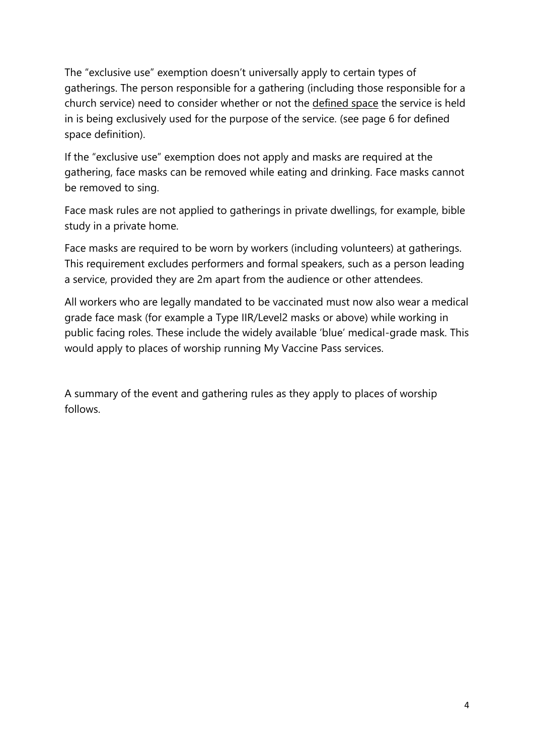The "exclusive use" exemption doesn't universally apply to certain types of gatherings. The person responsible for a gathering (including those responsible for a church service) need to consider whether or not the defined space the service is held in is being exclusively used for the purpose of the service. (see page 6 for defined space definition).

If the "exclusive use" exemption does not apply and masks are required at the gathering, face masks can be removed while eating and drinking. Face masks cannot be removed to sing.

Face mask rules are not applied to gatherings in private dwellings, for example, bible study in a private home.

Face masks are required to be worn by workers (including volunteers) at gatherings. This requirement excludes performers and formal speakers, such as a person leading a service, provided they are 2m apart from the audience or other attendees.

All workers who are legally mandated to be vaccinated must now also wear a medical grade face mask (for example a Type IIR/Level2 masks or above) while working in public facing roles. These include the widely available 'blue' medical-grade mask. This would apply to places of worship running My Vaccine Pass services.

A summary of the event and gathering rules as they apply to places of worship follows.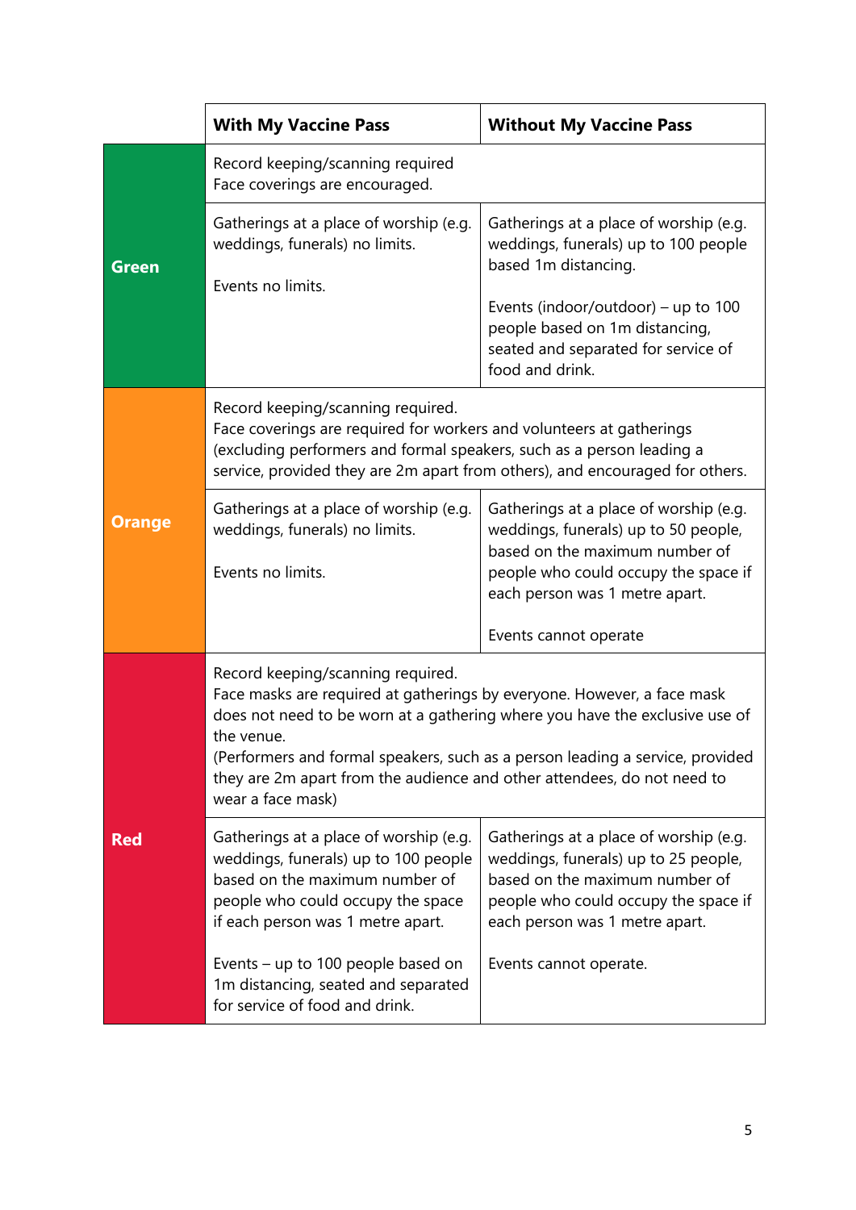| | With My Vaccine Pass | Without My Vaccine Pass |
|---|---|---|
| **Green** | Record keeping/scanning required<br>Face coverings are encouraged. | |
| | Gatherings at a place of worship (e.g. weddings, funerals) no limits.<br><br>Events no limits. | Gatherings at a place of worship (e.g. weddings, funerals) up to 100 people based 1m distancing.<br><br>Events (indoor/outdoor) – up to 100 people based on 1m distancing, seated and separated for service of food and drink. |
| **Orange** | Record keeping/scanning required.<br>Face coverings are required for workers and volunteers at gatherings (excluding performers and formal speakers, such as a person leading a service, provided they are 2m apart from others), and encouraged for others. | |
| | Gatherings at a place of worship (e.g. weddings, funerals) no limits.<br><br>Events no limits. | Gatherings at a place of worship (e.g. weddings, funerals) up to 50 people, based on the maximum number of people who could occupy the space if each person was 1 metre apart.<br><br>Events cannot operate |
| **Red** | Record keeping/scanning required.<br>Face masks are required at gatherings by everyone. However, a face mask does not need to be worn at a gathering where you have the exclusive use of the venue.<br>(Performers and formal speakers, such as a person leading a service, provided they are 2m apart from the audience and other attendees, do not need to wear a face mask) | |
| | Gatherings at a place of worship (e.g. weddings, funerals) up to 100 people based on the maximum number of people who could occupy the space if each person was 1 metre apart.<br><br>Events – up to 100 people based on 1m distancing, seated and separated for service of food and drink. | Gatherings at a place of worship (e.g. weddings, funerals) up to 25 people, based on the maximum number of people who could occupy the space if each person was 1 metre apart.<br><br>Events cannot operate. |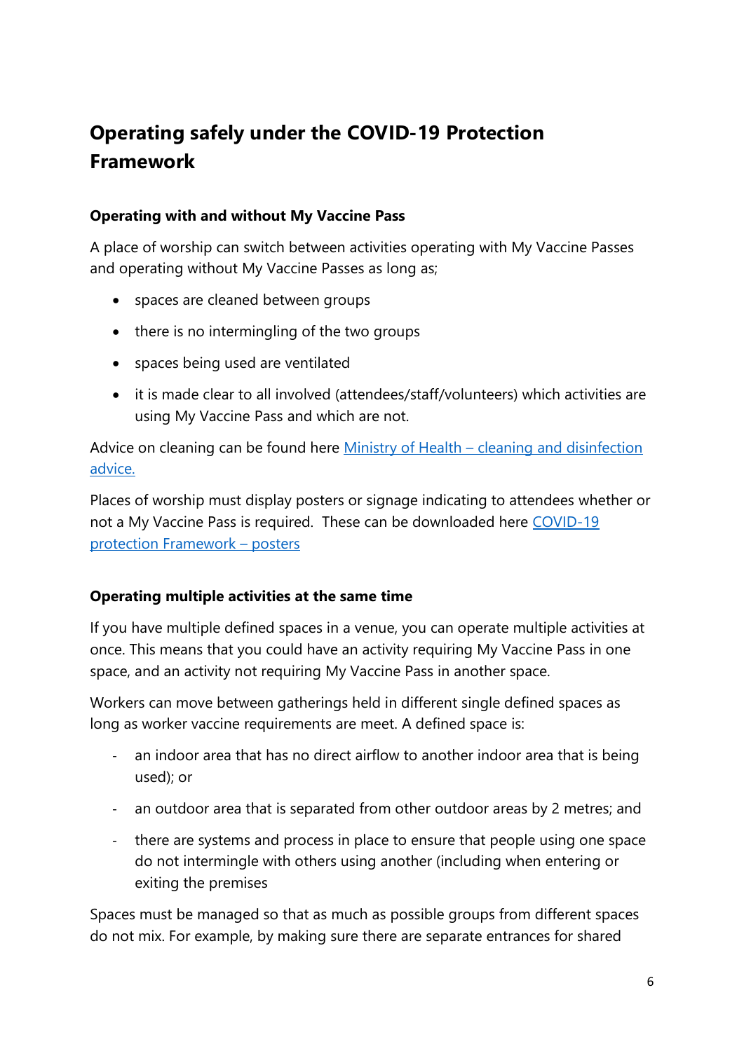# Operating safely under the COVID-19 Protection Framework

### Operating with and without My Vaccine Pass

A place of worship can switch between activities operating with My Vaccine Passes and operating without My Vaccine Passes as long as;

- spaces are cleaned between groups
- there is no intermingling of the two groups
- spaces being used are ventilated
- it is made clear to all involved (attendees/staff/volunteers) which activities are using My Vaccine Pass and which are not.

Advice on cleaning can be found here [Ministry of Health – cleaning and disinfection advice.]()

Places of worship must display posters or signage indicating to attendees whether or not a My Vaccine Pass is required. These can be downloaded here [COVID-19 protection Framework – posters]()

### Operating multiple activities at the same time

If you have multiple defined spaces in a venue, you can operate multiple activities at once. This means that you could have an activity requiring My Vaccine Pass in one space, and an activity not requiring My Vaccine Pass in another space.

Workers can move between gatherings held in different single defined spaces as long as worker vaccine requirements are meet. A defined space is:

- an indoor area that has no direct airflow to another indoor area that is being used); or
- an outdoor area that is separated from other outdoor areas by 2 metres; and
- there are systems and process in place to ensure that people using one space do not intermingle with others using another (including when entering or exiting the premises

Spaces must be managed so that as much as possible groups from different spaces do not mix. For example, by making sure there are separate entrances for shared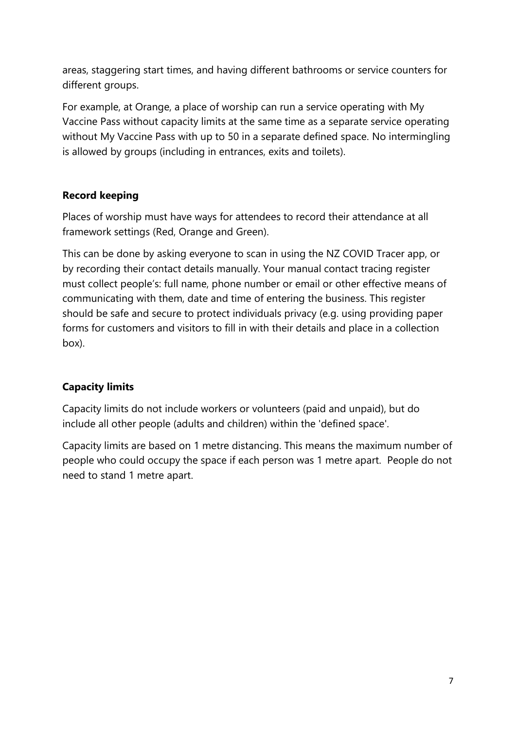areas, staggering start times, and having different bathrooms or service counters for different groups.

For example, at Orange, a place of worship can run a service operating with My Vaccine Pass without capacity limits at the same time as a separate service operating without My Vaccine Pass with up to 50 in a separate defined space. No intermingling is allowed by groups (including in entrances, exits and toilets).

**Record keeping**

Places of worship must have ways for attendees to record their attendance at all framework settings (Red, Orange and Green).

This can be done by asking everyone to scan in using the NZ COVID Tracer app, or by recording their contact details manually. Your manual contact tracing register must collect people's: full name, phone number or email or other effective means of communicating with them, date and time of entering the business. This register should be safe and secure to protect individuals privacy (e.g. using providing paper forms for customers and visitors to fill in with their details and place in a collection box).

**Capacity limits**

Capacity limits do not include workers or volunteers (paid and unpaid), but do include all other people (adults and children) within the 'defined space'.

Capacity limits are based on 1 metre distancing. This means the maximum number of people who could occupy the space if each person was 1 metre apart. People do not need to stand 1 metre apart.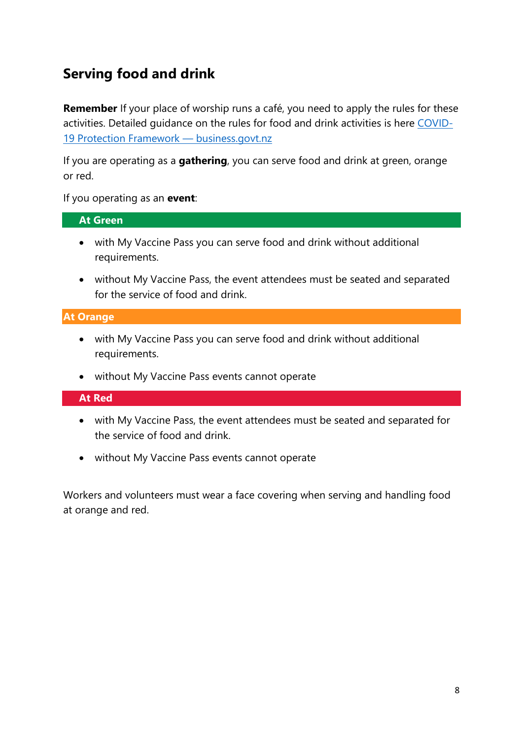## Serving food and drink

**Remember** If your place of worship runs a café, you need to apply the rules for these activities. Detailed guidance on the rules for food and drink activities is here [COVID-19 Protection Framework — business.govt.nz]

If you are operating as a **gathering**, you can serve food and drink at green, orange or red.

If you operating as an **event**:

**At Green**

- with My Vaccine Pass you can serve food and drink without additional requirements.
- without My Vaccine Pass, the event attendees must be seated and separated for the service of food and drink.

**At Orange**

- with My Vaccine Pass you can serve food and drink without additional requirements.
- without My Vaccine Pass events cannot operate

**At Red**

- with My Vaccine Pass, the event attendees must be seated and separated for the service of food and drink.
- without My Vaccine Pass events cannot operate

Workers and volunteers must wear a face covering when serving and handling food at orange and red.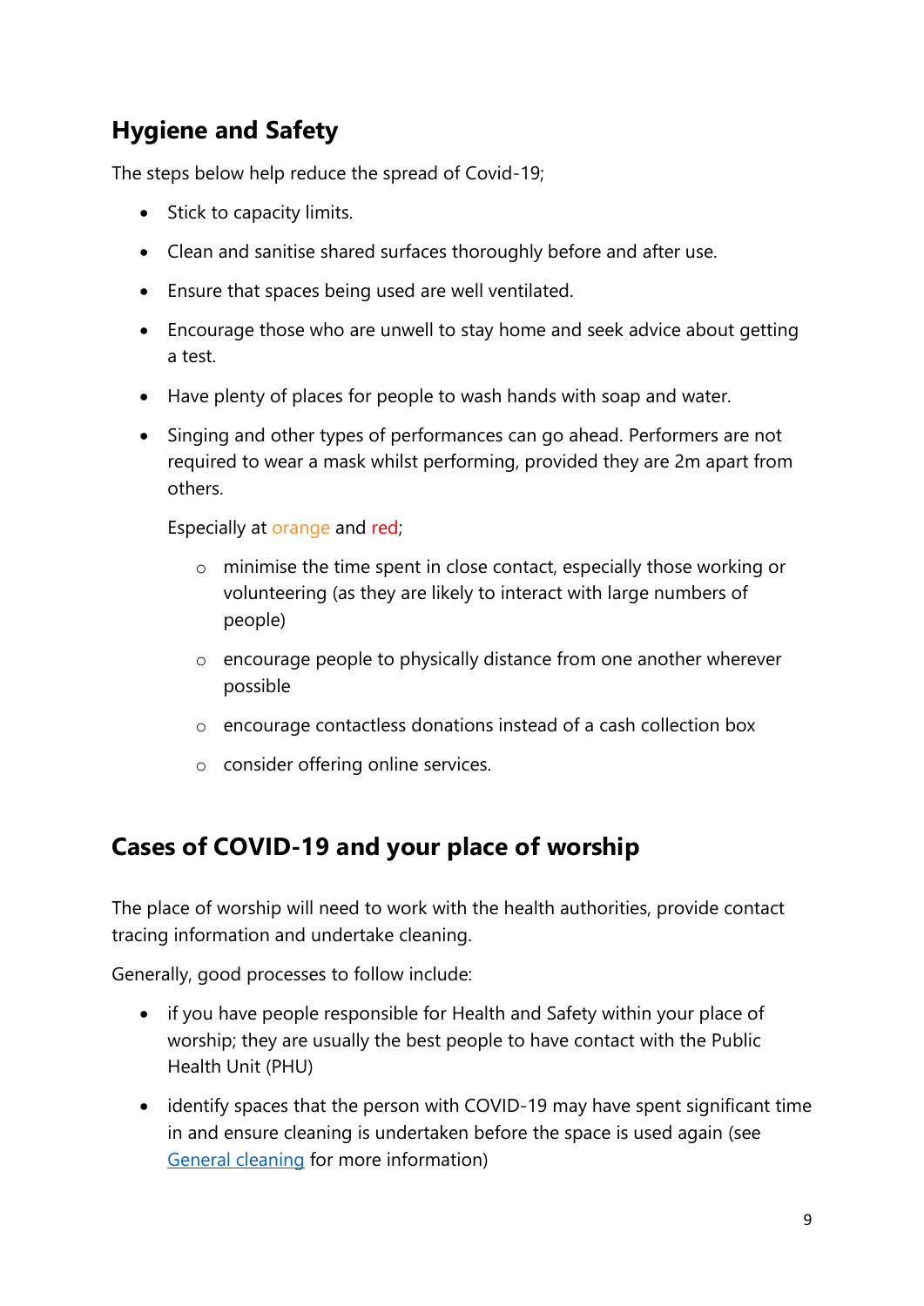## Hygiene and Safety

The steps below help reduce the spread of Covid-19;

- Stick to capacity limits.
- Clean and sanitise shared surfaces thoroughly before and after use.
- Ensure that spaces being used are well ventilated.
- Encourage those who are unwell to stay home and seek advice about getting a test.
- Have plenty of places for people to wash hands with soap and water.
- Singing and other types of performances can go ahead. Performers are not required to wear a mask whilst performing, provided they are 2m apart from others.

  Especially at orange and red;

  - minimise the time spent in close contact, especially those working or volunteering (as they are likely to interact with large numbers of people)
  - encourage people to physically distance from one another wherever possible
  - encourage contactless donations instead of a cash collection box
  - consider offering online services.

## Cases of COVID-19 and your place of worship

The place of worship will need to work with the health authorities, provide contact tracing information and undertake cleaning.

Generally, good processes to follow include:

- if you have people responsible for Health and Safety within your place of worship; they are usually the best people to have contact with the Public Health Unit (PHU)
- identify spaces that the person with COVID-19 may have spent significant time in and ensure cleaning is undertaken before the space is used again (see General cleaning for more information)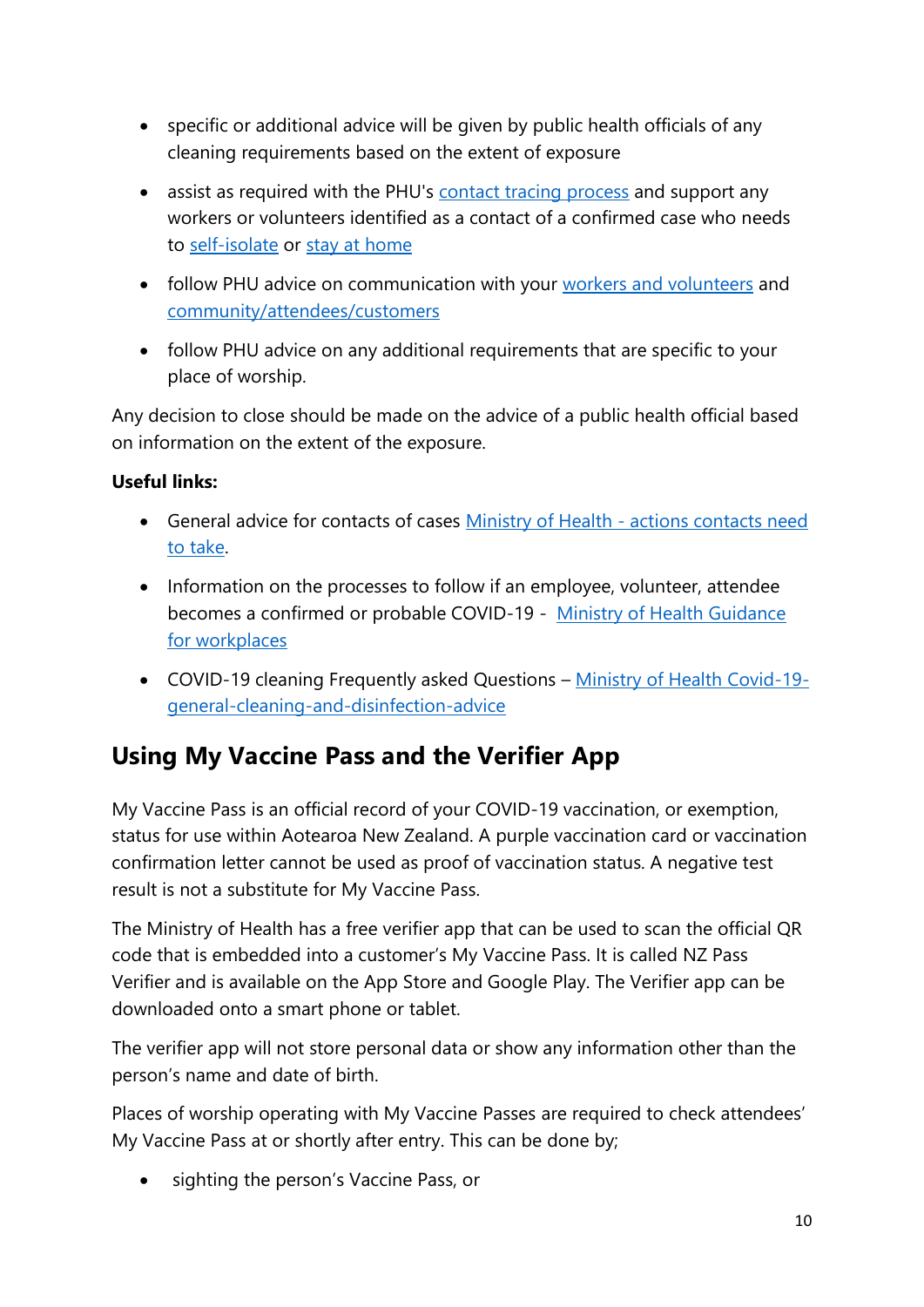- specific or additional advice will be given by public health officials of any cleaning requirements based on the extent of exposure
- assist as required with the PHU's contact tracing process and support any workers or volunteers identified as a contact of a confirmed case who needs to self-isolate or stay at home
- follow PHU advice on communication with your workers and volunteers and community/attendees/customers
- follow PHU advice on any additional requirements that are specific to your place of worship.

Any decision to close should be made on the advice of a public health official based on information on the extent of the exposure.

**Useful links:**

- General advice for contacts of cases Ministry of Health - actions contacts need to take.
- Information on the processes to follow if an employee, volunteer, attendee becomes a confirmed or probable COVID-19 - Ministry of Health Guidance for workplaces
- COVID-19 cleaning Frequently asked Questions – Ministry of Health Covid-19-general-cleaning-and-disinfection-advice

## Using My Vaccine Pass and the Verifier App

My Vaccine Pass is an official record of your COVID-19 vaccination, or exemption, status for use within Aotearoa New Zealand. A purple vaccination card or vaccination confirmation letter cannot be used as proof of vaccination status. A negative test result is not a substitute for My Vaccine Pass.

The Ministry of Health has a free verifier app that can be used to scan the official QR code that is embedded into a customer's My Vaccine Pass. It is called NZ Pass Verifier and is available on the App Store and Google Play. The Verifier app can be downloaded onto a smart phone or tablet.

The verifier app will not store personal data or show any information other than the person's name and date of birth.

Places of worship operating with My Vaccine Passes are required to check attendees' My Vaccine Pass at or shortly after entry. This can be done by;

- sighting the person's Vaccine Pass, or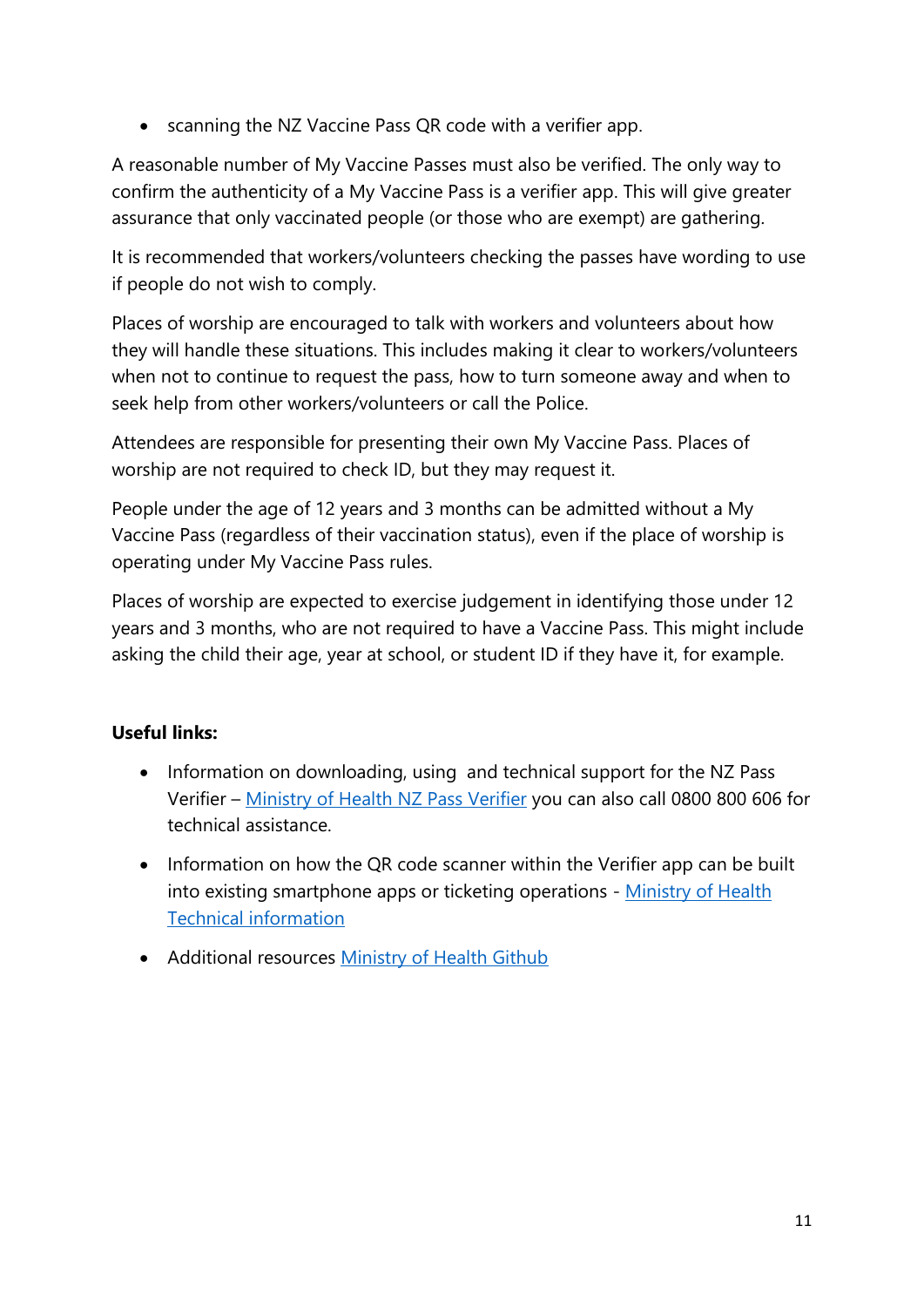- scanning the NZ Vaccine Pass QR code with a verifier app.

A reasonable number of My Vaccine Passes must also be verified. The only way to confirm the authenticity of a My Vaccine Pass is a verifier app. This will give greater assurance that only vaccinated people (or those who are exempt) are gathering.

It is recommended that workers/volunteers checking the passes have wording to use if people do not wish to comply.

Places of worship are encouraged to talk with workers and volunteers about how they will handle these situations. This includes making it clear to workers/volunteers when not to continue to request the pass, how to turn someone away and when to seek help from other workers/volunteers or call the Police.

Attendees are responsible for presenting their own My Vaccine Pass. Places of worship are not required to check ID, but they may request it.

People under the age of 12 years and 3 months can be admitted without a My Vaccine Pass (regardless of their vaccination status), even if the place of worship is operating under My Vaccine Pass rules.

Places of worship are expected to exercise judgement in identifying those under 12 years and 3 months, who are not required to have a Vaccine Pass. This might include asking the child their age, year at school, or student ID if they have it, for example.

**Useful links:**

- Information on downloading, using and technical support for the NZ Pass Verifier – Ministry of Health NZ Pass Verifier you can also call 0800 800 606 for technical assistance.
- Information on how the QR code scanner within the Verifier app can be built into existing smartphone apps or ticketing operations - Ministry of Health Technical information
- Additional resources Ministry of Health Github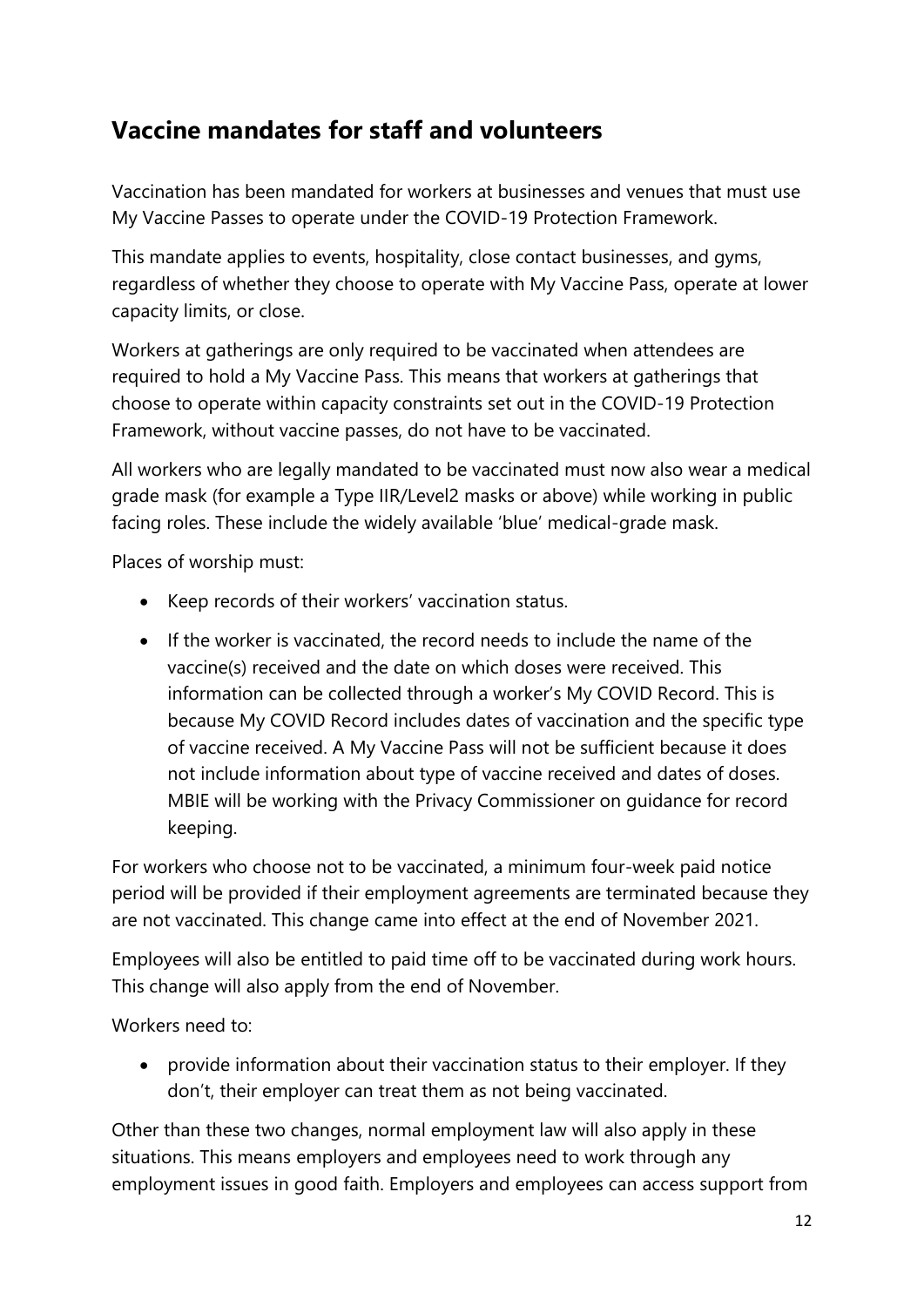## Vaccine mandates for staff and volunteers

Vaccination has been mandated for workers at businesses and venues that must use My Vaccine Passes to operate under the COVID-19 Protection Framework.

This mandate applies to events, hospitality, close contact businesses, and gyms, regardless of whether they choose to operate with My Vaccine Pass, operate at lower capacity limits, or close.

Workers at gatherings are only required to be vaccinated when attendees are required to hold a My Vaccine Pass. This means that workers at gatherings that choose to operate within capacity constraints set out in the COVID-19 Protection Framework, without vaccine passes, do not have to be vaccinated.

All workers who are legally mandated to be vaccinated must now also wear a medical grade mask (for example a Type IIR/Level2 masks or above) while working in public facing roles. These include the widely available 'blue' medical-grade mask.

Places of worship must:

- Keep records of their workers' vaccination status.
- If the worker is vaccinated, the record needs to include the name of the vaccine(s) received and the date on which doses were received. This information can be collected through a worker's My COVID Record. This is because My COVID Record includes dates of vaccination and the specific type of vaccine received. A My Vaccine Pass will not be sufficient because it does not include information about type of vaccine received and dates of doses. MBIE will be working with the Privacy Commissioner on guidance for record keeping.

For workers who choose not to be vaccinated, a minimum four-week paid notice period will be provided if their employment agreements are terminated because they are not vaccinated. This change came into effect at the end of November 2021.

Employees will also be entitled to paid time off to be vaccinated during work hours. This change will also apply from the end of November.

Workers need to:

- provide information about their vaccination status to their employer. If they don't, their employer can treat them as not being vaccinated.

Other than these two changes, normal employment law will also apply in these situations. This means employers and employees need to work through any employment issues in good faith. Employers and employees can access support from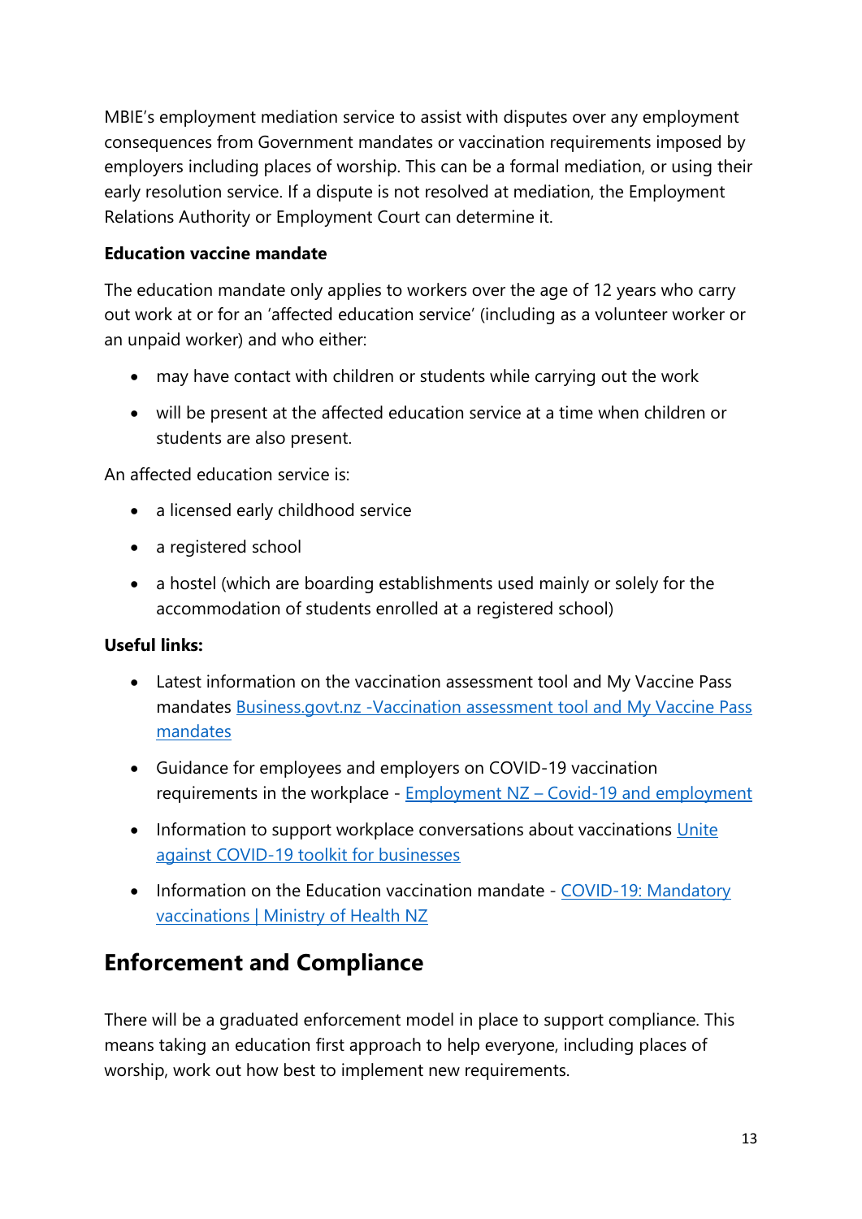MBIE's employment mediation service to assist with disputes over any employment consequences from Government mandates or vaccination requirements imposed by employers including places of worship. This can be a formal mediation, or using their early resolution service. If a dispute is not resolved at mediation, the Employment Relations Authority or Employment Court can determine it.

**Education vaccine mandate**

The education mandate only applies to workers over the age of 12 years who carry out work at or for an 'affected education service' (including as a volunteer worker or an unpaid worker) and who either:

- may have contact with children or students while carrying out the work
- will be present at the affected education service at a time when children or students are also present.

An affected education service is:

- a licensed early childhood service
- a registered school
- a hostel (which are boarding establishments used mainly or solely for the accommodation of students enrolled at a registered school)

**Useful links:**

- Latest information on the vaccination assessment tool and My Vaccine Pass mandates Business.govt.nz -Vaccination assessment tool and My Vaccine Pass mandates
- Guidance for employees and employers on COVID-19 vaccination requirements in the workplace - Employment NZ – Covid-19 and employment
- Information to support workplace conversations about vaccinations Unite against COVID-19 toolkit for businesses
- Information on the Education vaccination mandate - COVID-19: Mandatory vaccinations | Ministry of Health NZ

## Enforcement and Compliance

There will be a graduated enforcement model in place to support compliance. This means taking an education first approach to help everyone, including places of worship, work out how best to implement new requirements.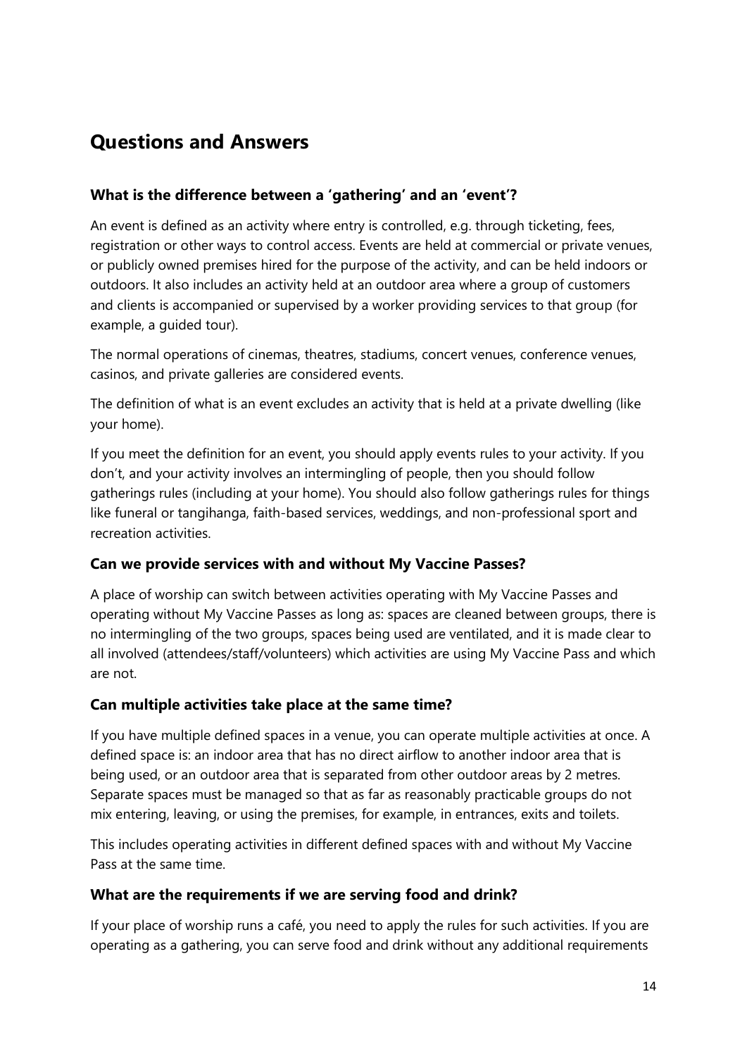## Questions and Answers

### What is the difference between a 'gathering' and an 'event'?

An event is defined as an activity where entry is controlled, e.g. through ticketing, fees, registration or other ways to control access. Events are held at commercial or private venues, or publicly owned premises hired for the purpose of the activity, and can be held indoors or outdoors. It also includes an activity held at an outdoor area where a group of customers and clients is accompanied or supervised by a worker providing services to that group (for example, a guided tour).

The normal operations of cinemas, theatres, stadiums, concert venues, conference venues, casinos, and private galleries are considered events.

The definition of what is an event excludes an activity that is held at a private dwelling (like your home).

If you meet the definition for an event, you should apply events rules to your activity. If you don't, and your activity involves an intermingling of people, then you should follow gatherings rules (including at your home). You should also follow gatherings rules for things like funeral or tangihanga, faith-based services, weddings, and non-professional sport and recreation activities.

### Can we provide services with and without My Vaccine Passes?

A place of worship can switch between activities operating with My Vaccine Passes and operating without My Vaccine Passes as long as: spaces are cleaned between groups, there is no intermingling of the two groups, spaces being used are ventilated, and it is made clear to all involved (attendees/staff/volunteers) which activities are using My Vaccine Pass and which are not.

### Can multiple activities take place at the same time?

If you have multiple defined spaces in a venue, you can operate multiple activities at once. A defined space is: an indoor area that has no direct airflow to another indoor area that is being used, or an outdoor area that is separated from other outdoor areas by 2 metres. Separate spaces must be managed so that as far as reasonably practicable groups do not mix entering, leaving, or using the premises, for example, in entrances, exits and toilets.

This includes operating activities in different defined spaces with and without My Vaccine Pass at the same time.

### What are the requirements if we are serving food and drink?

If your place of worship runs a café, you need to apply the rules for such activities. If you are operating as a gathering, you can serve food and drink without any additional requirements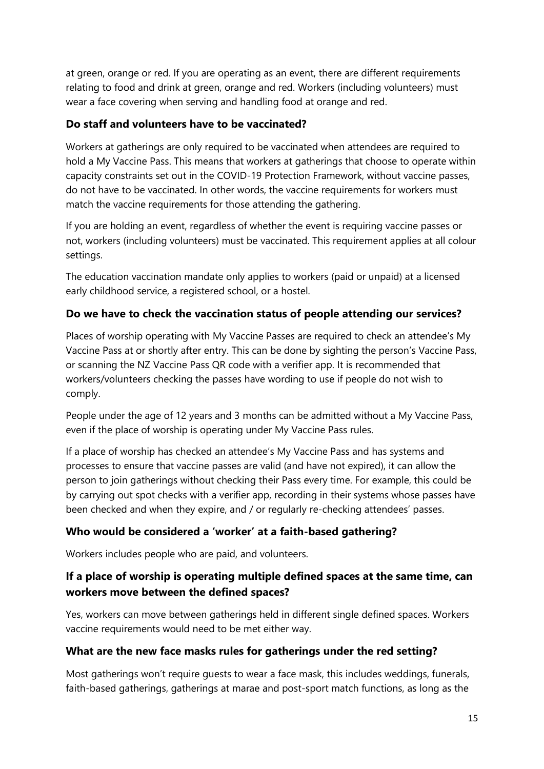at green, orange or red. If you are operating as an event, there are different requirements relating to food and drink at green, orange and red. Workers (including volunteers) must wear a face covering when serving and handling food at orange and red.

### Do staff and volunteers have to be vaccinated?

Workers at gatherings are only required to be vaccinated when attendees are required to hold a My Vaccine Pass. This means that workers at gatherings that choose to operate within capacity constraints set out in the COVID-19 Protection Framework, without vaccine passes, do not have to be vaccinated. In other words, the vaccine requirements for workers must match the vaccine requirements for those attending the gathering.

If you are holding an event, regardless of whether the event is requiring vaccine passes or not, workers (including volunteers) must be vaccinated. This requirement applies at all colour settings.

The education vaccination mandate only applies to workers (paid or unpaid) at a licensed early childhood service, a registered school, or a hostel.

### Do we have to check the vaccination status of people attending our services?

Places of worship operating with My Vaccine Passes are required to check an attendee's My Vaccine Pass at or shortly after entry. This can be done by sighting the person's Vaccine Pass, or scanning the NZ Vaccine Pass QR code with a verifier app. It is recommended that workers/volunteers checking the passes have wording to use if people do not wish to comply.

People under the age of 12 years and 3 months can be admitted without a My Vaccine Pass, even if the place of worship is operating under My Vaccine Pass rules.

If a place of worship has checked an attendee's My Vaccine Pass and has systems and processes to ensure that vaccine passes are valid (and have not expired), it can allow the person to join gatherings without checking their Pass every time. For example, this could be by carrying out spot checks with a verifier app, recording in their systems whose passes have been checked and when they expire, and / or regularly re-checking attendees' passes.

### Who would be considered a 'worker' at a faith-based gathering?

Workers includes people who are paid, and volunteers.

### If a place of worship is operating multiple defined spaces at the same time, can workers move between the defined spaces?

Yes, workers can move between gatherings held in different single defined spaces. Workers vaccine requirements would need to be met either way.

### What are the new face masks rules for gatherings under the red setting?

Most gatherings won't require guests to wear a face mask, this includes weddings, funerals, faith-based gatherings, gatherings at marae and post-sport match functions, as long as the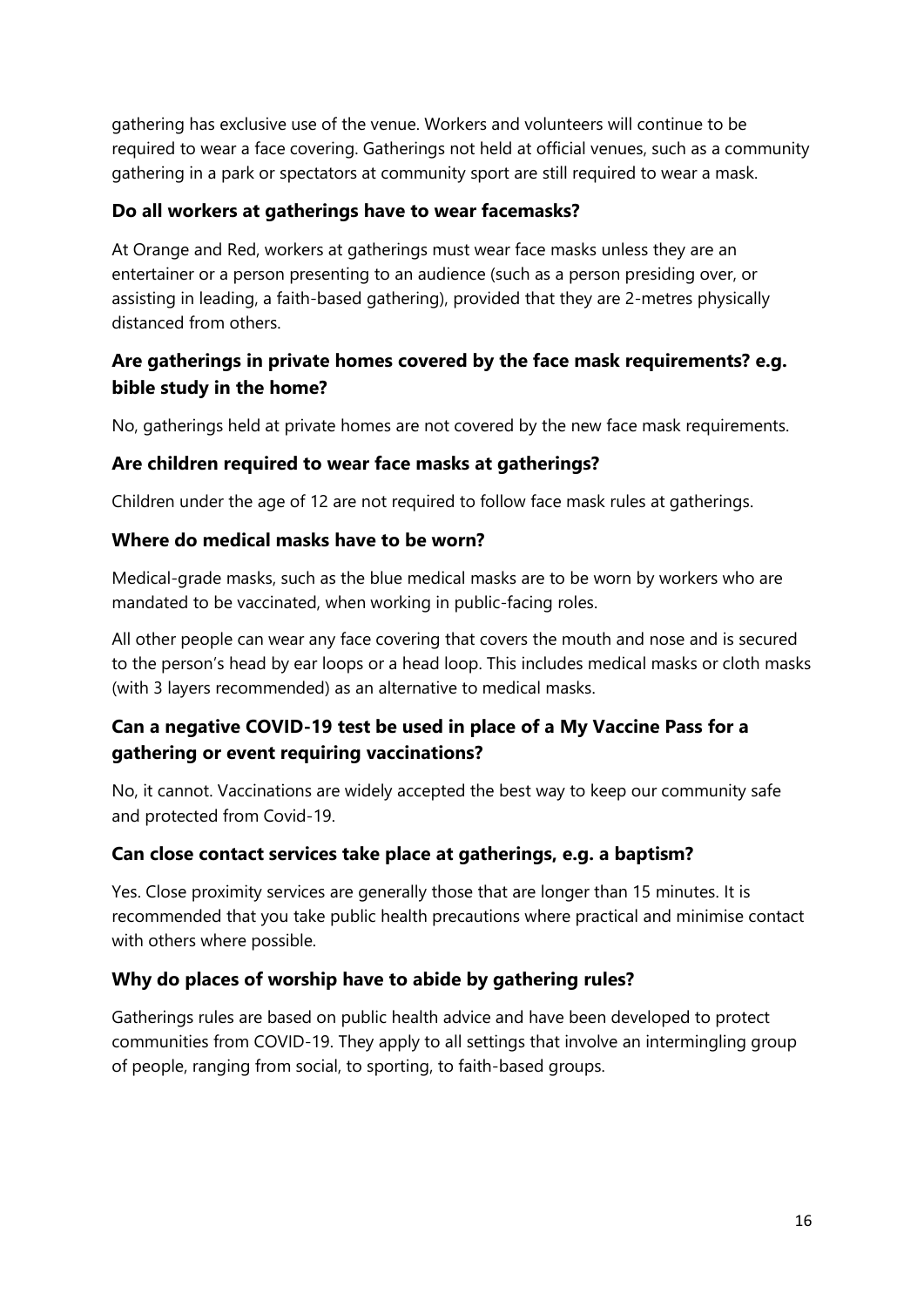gathering has exclusive use of the venue. Workers and volunteers will continue to be required to wear a face covering. Gatherings not held at official venues, such as a community gathering in a park or spectators at community sport are still required to wear a mask.

### Do all workers at gatherings have to wear facemasks?

At Orange and Red, workers at gatherings must wear face masks unless they are an entertainer or a person presenting to an audience (such as a person presiding over, or assisting in leading, a faith-based gathering), provided that they are 2-metres physically distanced from others.

### Are gatherings in private homes covered by the face mask requirements? e.g. bible study in the home?

No, gatherings held at private homes are not covered by the new face mask requirements.

### Are children required to wear face masks at gatherings?

Children under the age of 12 are not required to follow face mask rules at gatherings.

### Where do medical masks have to be worn?

Medical-grade masks, such as the blue medical masks are to be worn by workers who are mandated to be vaccinated, when working in public-facing roles.

All other people can wear any face covering that covers the mouth and nose and is secured to the person's head by ear loops or a head loop. This includes medical masks or cloth masks (with 3 layers recommended) as an alternative to medical masks.

### Can a negative COVID-19 test be used in place of a My Vaccine Pass for a gathering or event requiring vaccinations?

No, it cannot. Vaccinations are widely accepted the best way to keep our community safe and protected from Covid-19.

### Can close contact services take place at gatherings, e.g. a baptism?

Yes. Close proximity services are generally those that are longer than 15 minutes. It is recommended that you take public health precautions where practical and minimise contact with others where possible.

### Why do places of worship have to abide by gathering rules?

Gatherings rules are based on public health advice and have been developed to protect communities from COVID-19. They apply to all settings that involve an intermingling group of people, ranging from social, to sporting, to faith-based groups.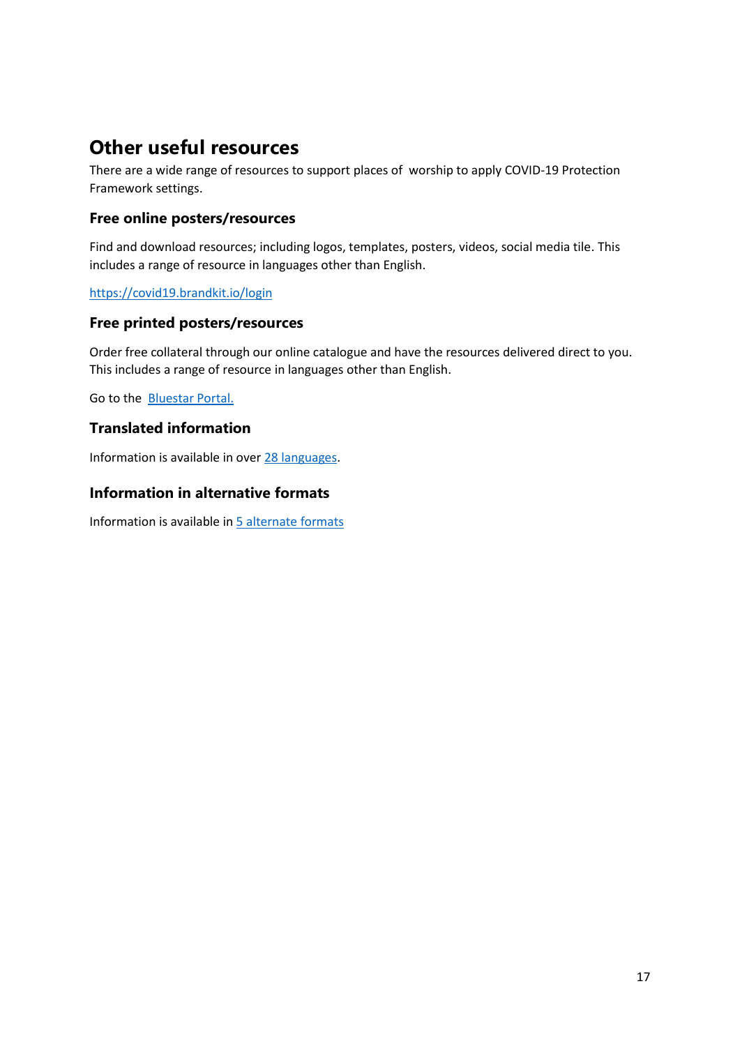# Other useful resources

There are a wide range of resources to support places of worship to apply COVID-19 Protection Framework settings.

## Free online posters/resources

Find and download resources; including logos, templates, posters, videos, social media tile. This includes a range of resource in languages other than English.

https://covid19.brandkit.io/login

## Free printed posters/resources

Order free collateral through our online catalogue and have the resources delivered direct to you. This includes a range of resource in languages other than English.

Go to the Bluestar Portal.

## Translated information

Information is available in over 28 languages.

## Information in alternative formats

Information is available in 5 alternate formats